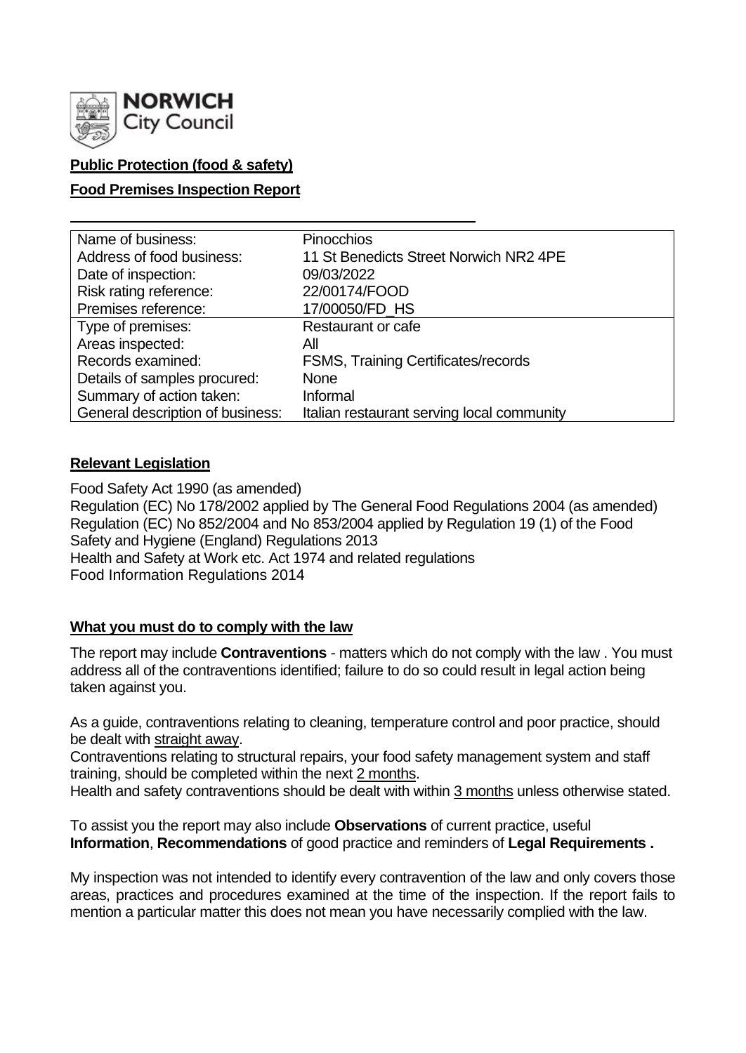**NORWICH** City Council

**Public Protection (food & safety)**

**Food Premises Inspection Report**

| | |
|---|---|
| Name of business: | Pinocchios |
| Address of food business: | 11 St Benedicts Street Norwich NR2 4PE |
| Date of inspection: | 09/03/2022 |
| Risk rating reference: | 22/00174/FOOD |
| Premises reference: | 17/00050/FD_HS |
| Type of premises: | Restaurant or cafe |
| Areas inspected: | All |
| Records examined: | FSMS, Training Certificates/records |
| Details of samples procured: | None |
| Summary of action taken: | Informal |
| General description of business: | Italian restaurant serving local community |

**Relevant Legislation**

Food Safety Act 1990 (as amended)
Regulation (EC) No 178/2002 applied by The General Food Regulations 2004 (as amended)
Regulation (EC) No 852/2004 and No 853/2004 applied by Regulation 19 (1) of the Food Safety and Hygiene (England) Regulations 2013
Health and Safety at Work etc. Act 1974 and related regulations
Food Information Regulations 2014

**What you must do to comply with the law**

The report may include **Contraventions** - matters which do not comply with the law . You must address all of the contraventions identified; failure to do so could result in legal action being taken against you.

As a guide, contraventions relating to cleaning, temperature control and poor practice, should be dealt with straight away.
Contraventions relating to structural repairs, your food safety management system and staff training, should be completed within the next 2 months.
Health and safety contraventions should be dealt with within 3 months unless otherwise stated.

To assist you the report may also include **Observations** of current practice, useful **Information**, **Recommendations** of good practice and reminders of **Legal Requirements .**

My inspection was not intended to identify every contravention of the law and only covers those areas, practices and procedures examined at the time of the inspection. If the report fails to mention a particular matter this does not mean you have necessarily complied with the law.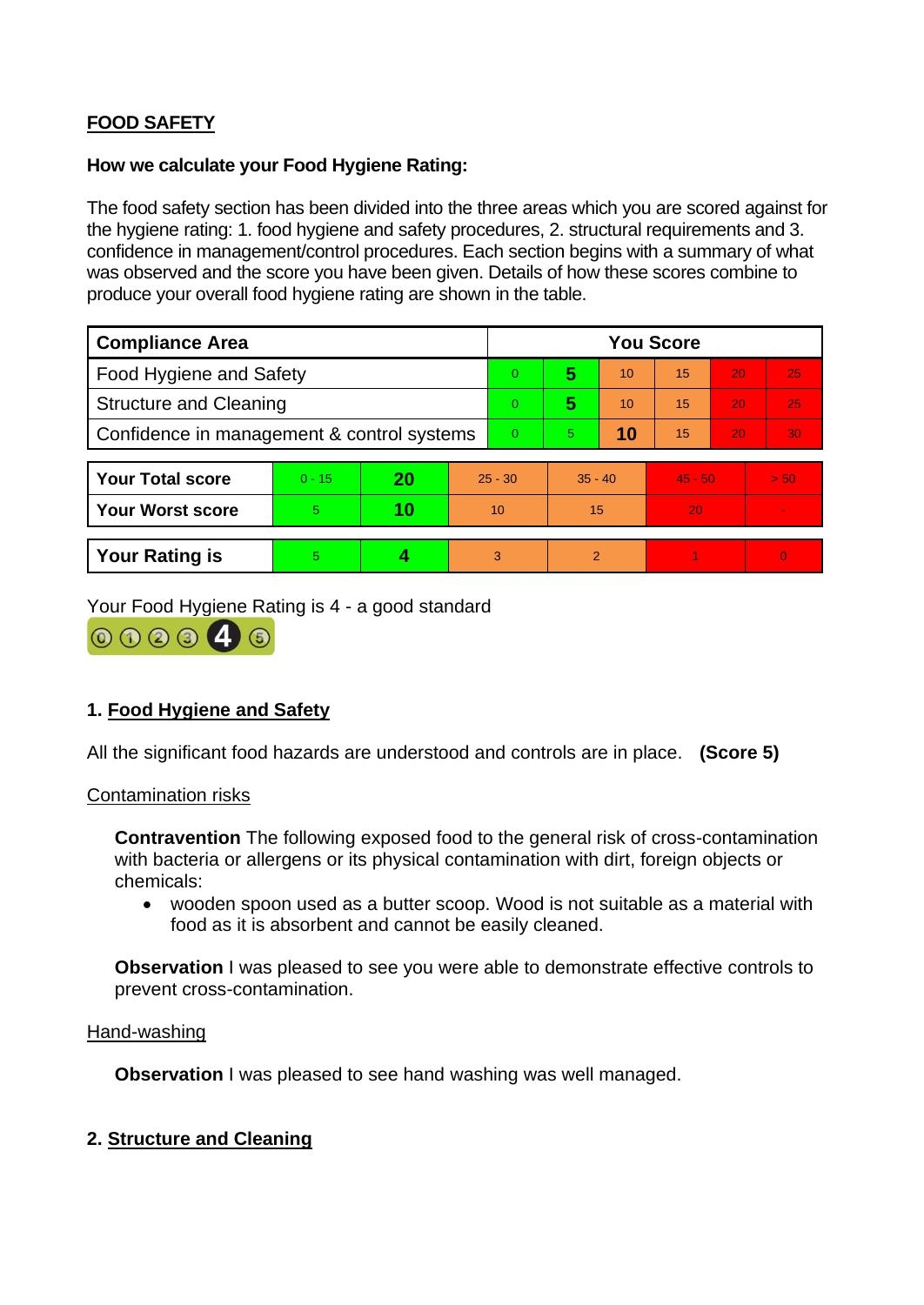## FOOD SAFETY

**How we calculate your Food Hygiene Rating:**

The food safety section has been divided into the three areas which you are scored against for the hygiene rating: 1. food hygiene and safety procedures, 2. structural requirements and 3. confidence in management/control procedures. Each section begins with a summary of what was observed and the score you have been given. Details of how these scores combine to produce your overall food hygiene rating are shown in the table.

| Compliance Area | You Score | | | | | |
|---|---|---|---|---|---|---|
| Food Hygiene and Safety | 0 | **5** | 10 | 15 | 20 | 25 |
| Structure and Cleaning | 0 | **5** | 10 | 15 | 20 | 25 |
| Confidence in management & control systems | 0 | 5 | **10** | 15 | 20 | 30 |

| | | | | | | |
|---|---|---|---|---|---|---|
| **Your Total score** | 0 - 15 | **20** | 25 - 30 | 35 - 40 | 45 - 50 | > 50 |
| **Your Worst score** | 5 | **10** | 10 | 15 | 20 | - |
| **Your Rating is** | 5 | **4** | 3 | 2 | 1 | 0 |

Your Food Hygiene Rating is 4 - a good standard

### 1. Food Hygiene and Safety

All the significant food hazards are understood and controls are in place. **(Score 5)**

Contamination risks

**Contravention** The following exposed food to the general risk of cross-contamination with bacteria or allergens or its physical contamination with dirt, foreign objects or chemicals:

- wooden spoon used as a butter scoop. Wood is not suitable as a material with food as it is absorbent and cannot be easily cleaned.

**Observation** I was pleased to see you were able to demonstrate effective controls to prevent cross-contamination.

Hand-washing

**Observation** I was pleased to see hand washing was well managed.

### 2. Structure and Cleaning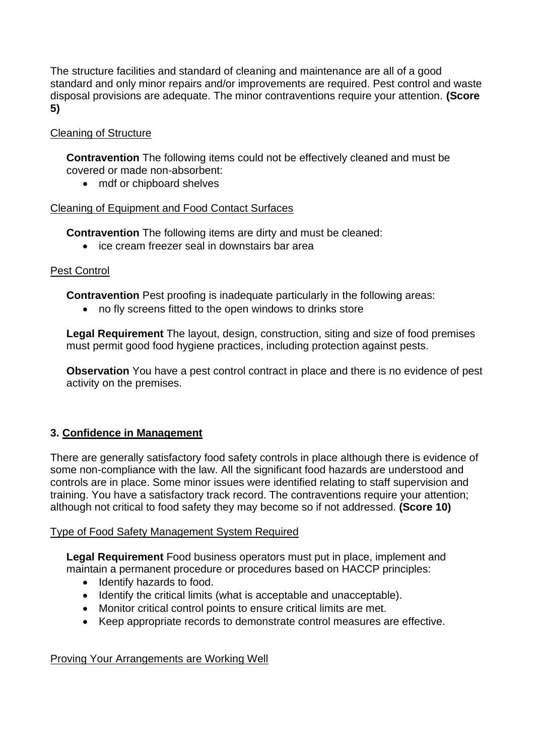The structure facilities and standard of cleaning and maintenance are all of a good standard and only minor repairs and/or improvements are required. Pest control and waste disposal provisions are adequate. The minor contraventions require your attention. **(Score 5)**

Cleaning of Structure

**Contravention** The following items could not be effectively cleaned and must be covered or made non-absorbent:

- mdf or chipboard shelves

Cleaning of Equipment and Food Contact Surfaces

**Contravention** The following items are dirty and must be cleaned:

- ice cream freezer seal in downstairs bar area

Pest Control

**Contravention** Pest proofing is inadequate particularly in the following areas:

- no fly screens fitted to the open windows to drinks store

**Legal Requirement** The layout, design, construction, siting and size of food premises must permit good food hygiene practices, including protection against pests.

**Observation** You have a pest control contract in place and there is no evidence of pest activity on the premises.

## 3. Confidence in Management

There are generally satisfactory food safety controls in place although there is evidence of some non-compliance with the law. All the significant food hazards are understood and controls are in place. Some minor issues were identified relating to staff supervision and training. You have a satisfactory track record. The contraventions require your attention; although not critical to food safety they may become so if not addressed. **(Score 10)**

Type of Food Safety Management System Required

**Legal Requirement** Food business operators must put in place, implement and maintain a permanent procedure or procedures based on HACCP principles:

- Identify hazards to food.
- Identify the critical limits (what is acceptable and unacceptable).
- Monitor critical control points to ensure critical limits are met.
- Keep appropriate records to demonstrate control measures are effective.

Proving Your Arrangements are Working Well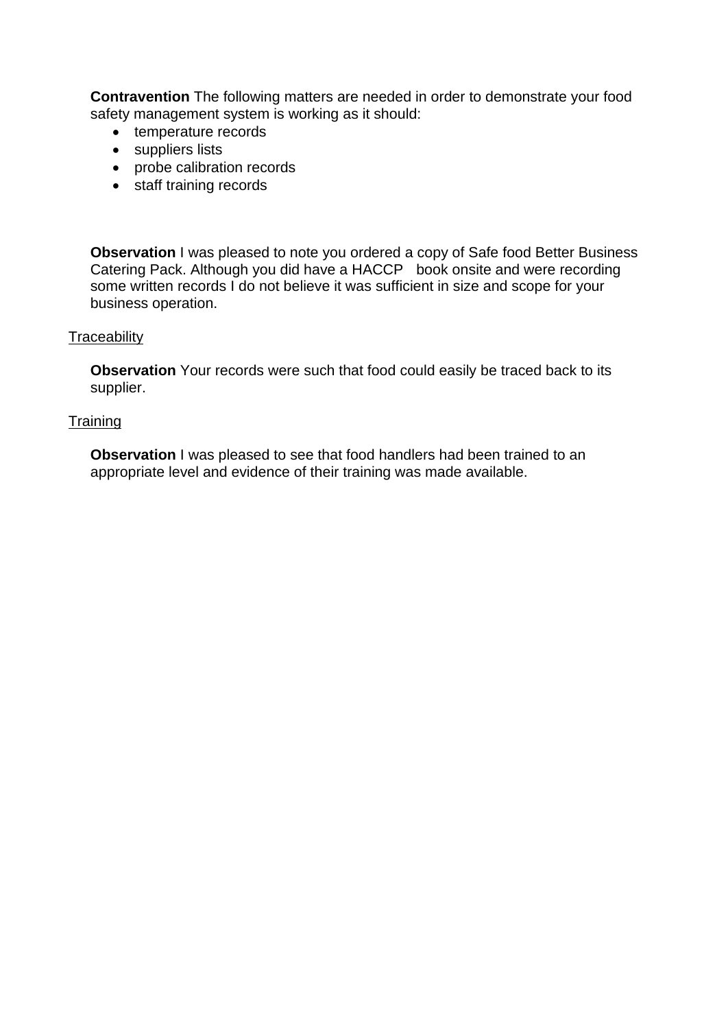**Contravention** The following matters are needed in order to demonstrate your food safety management system is working as it should:

- temperature records
- suppliers lists
- probe calibration records
- staff training records

**Observation** I was pleased to note you ordered a copy of Safe food Better Business Catering Pack. Although you did have a HACCP book onsite and were recording some written records I do not believe it was sufficient in size and scope for your business operation.

<u>Traceability</u>

**Observation** Your records were such that food could easily be traced back to its supplier.

<u>Training</u>

**Observation** I was pleased to see that food handlers had been trained to an appropriate level and evidence of their training was made available.